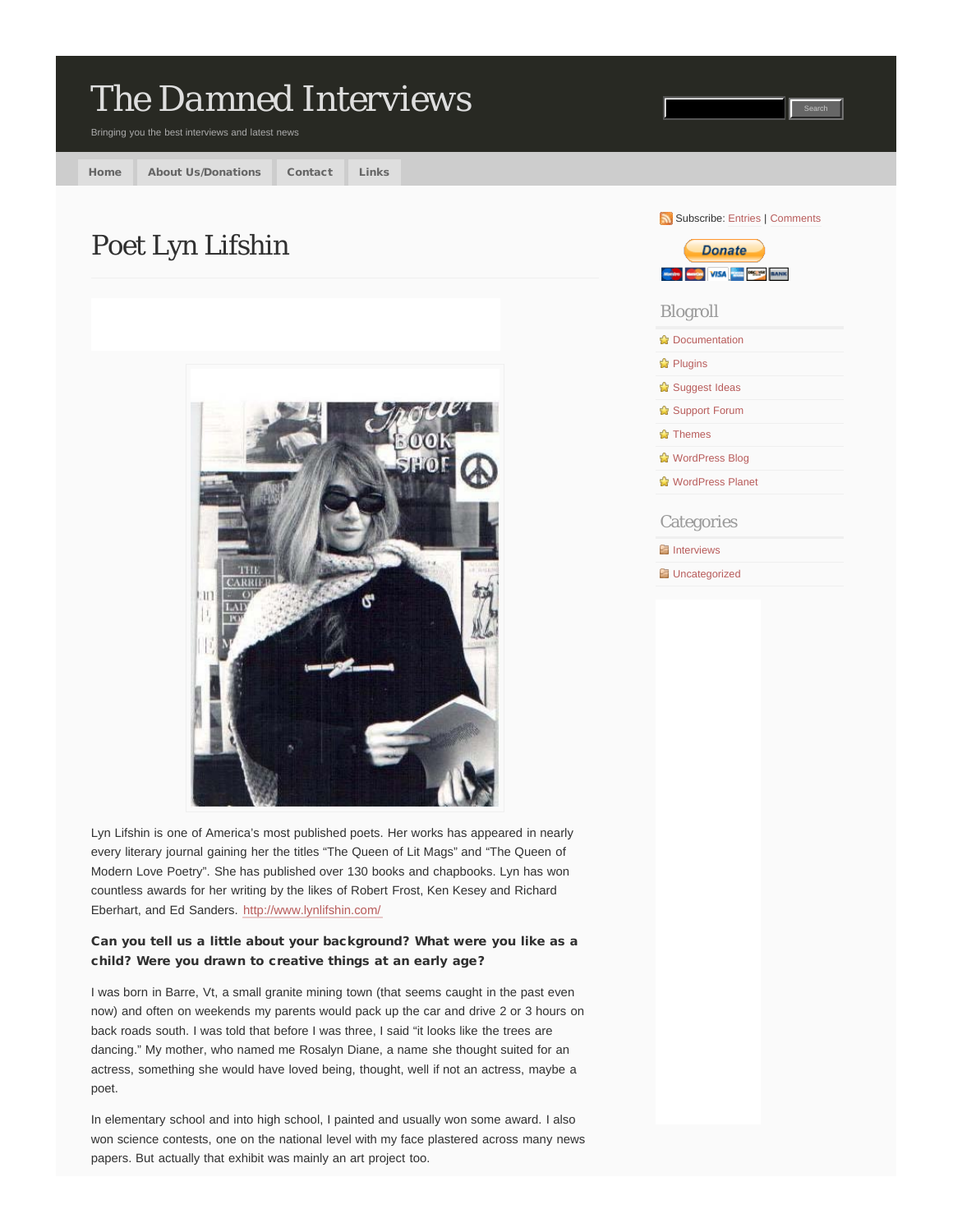# The Damned Interviews

Bringing you the best interviews and latest news

Home | About Us/Donations | Contact | Links

Subscribe: Entries | Comments

## Blogroll

- Documentation
- Plugins
- Suggest Ideas
- Support Forum
- Themes
- WordPress Blog
- WordPress Planet

## Categories

- Interviews
- Uncategorized

# Poet Lyn Lifshin

Lyn Lifshin is one of America's most published poets. Her works has appeared in nearly every literary journal gaining her the titles "The Queen of Lit Mags" and "The Queen of Modern Love Poetry". She has published over 130 books and chapbooks. Lyn has won countless awards for her writing by the likes of Robert Frost, Ken Kesey and Richard Eberhart, and Ed Sanders. http://www.lynlifshin.com/

**Can you tell us a little about your background? What were you like as a child? Were you drawn to creative things at an early age?**

I was born in Barre, Vt, a small granite mining town (that seems caught in the past even now) and often on weekends my parents would pack up the car and drive 2 or 3 hours on back roads south. I was told that before I was three, I said "it looks like the trees are dancing." My mother, who named me Rosalyn Diane, a name she thought suited for an actress, something she would have loved being, thought, well if not an actress, maybe a poet.

In elementary school and into high school, I painted and usually won some award. I also won science contests, one on the national level with my face plastered across many news papers. But actually that exhibit was mainly an art project too.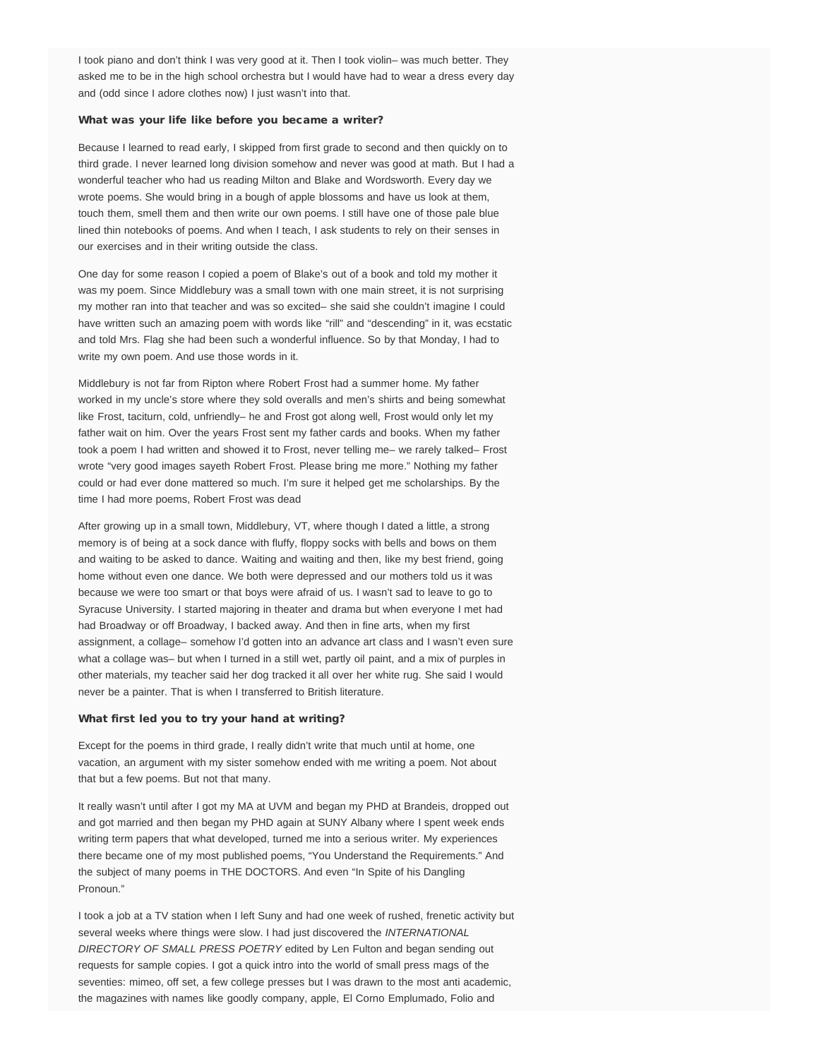I took piano and don't think I was very good at it. Then I took violin– was much better. They asked me to be in the high school orchestra but I would have had to wear a dress every day and (odd since I adore clothes now) I just wasn't into that.

**What was your life like before you became a writer?**

Because I learned to read early, I skipped from first grade to second and then quickly on to third grade. I never learned long division somehow and never was good at math. But I had a wonderful teacher who had us reading Milton and Blake and Wordsworth. Every day we wrote poems. She would bring in a bough of apple blossoms and have us look at them, touch them, smell them and then write our own poems. I still have one of those pale blue lined thin notebooks of poems. And when I teach, I ask students to rely on their senses in our exercises and in their writing outside the class.

One day for some reason I copied a poem of Blake's out of a book and told my mother it was my poem. Since Middlebury was a small town with one main street, it is not surprising my mother ran into that teacher and was so excited– she said she couldn't imagine I could have written such an amazing poem with words like "rill" and "descending" in it, was ecstatic and told Mrs. Flag she had been such a wonderful influence. So by that Monday, I had to write my own poem. And use those words in it.

Middlebury is not far from Ripton where Robert Frost had a summer home. My father worked in my uncle's store where they sold overalls and men's shirts and being somewhat like Frost, taciturn, cold, unfriendly– he and Frost got along well, Frost would only let my father wait on him. Over the years Frost sent my father cards and books. When my father took a poem I had written and showed it to Frost, never telling me– we rarely talked– Frost wrote "very good images sayeth Robert Frost. Please bring me more." Nothing my father could or had ever done mattered so much. I'm sure it helped get me scholarships. By the time I had more poems, Robert Frost was dead

After growing up in a small town, Middlebury, VT, where though I dated a little, a strong memory is of being at a sock dance with fluffy, floppy socks with bells and bows on them and waiting to be asked to dance. Waiting and waiting and then, like my best friend, going home without even one dance. We both were depressed and our mothers told us it was because we were too smart or that boys were afraid of us. I wasn't sad to leave to go to Syracuse University. I started majoring in theater and drama but when everyone I met had had Broadway or off Broadway, I backed away. And then in fine arts, when my first assignment, a collage– somehow I'd gotten into an advance art class and I wasn't even sure what a collage was– but when I turned in a still wet, partly oil paint, and a mix of purples in other materials, my teacher said her dog tracked it all over her white rug. She said I would never be a painter. That is when I transferred to British literature.

**What first led you to try your hand at writing?**

Except for the poems in third grade, I really didn't write that much until at home, one vacation, an argument with my sister somehow ended with me writing a poem. Not about that but a few poems. But not that many.

It really wasn't until after I got my MA at UVM and began my PHD at Brandeis, dropped out and got married and then began my PHD again at SUNY Albany where I spent week ends writing term papers that what developed, turned me into a serious writer. My experiences there became one of my most published poems, "You Understand the Requirements." And the subject of many poems in THE DOCTORS. And even "In Spite of his Dangling Pronoun."

I took a job at a TV station when I left Suny and had one week of rushed, frenetic activity but several weeks where things were slow. I had just discovered the *INTERNATIONAL DIRECTORY OF SMALL PRESS POETRY* edited by Len Fulton and began sending out requests for sample copies. I got a quick intro into the world of small press mags of the seventies: mimeo, off set, a few college presses but I was drawn to the most anti academic, the magazines with names like goodly company, apple, El Corno Emplumado, Folio and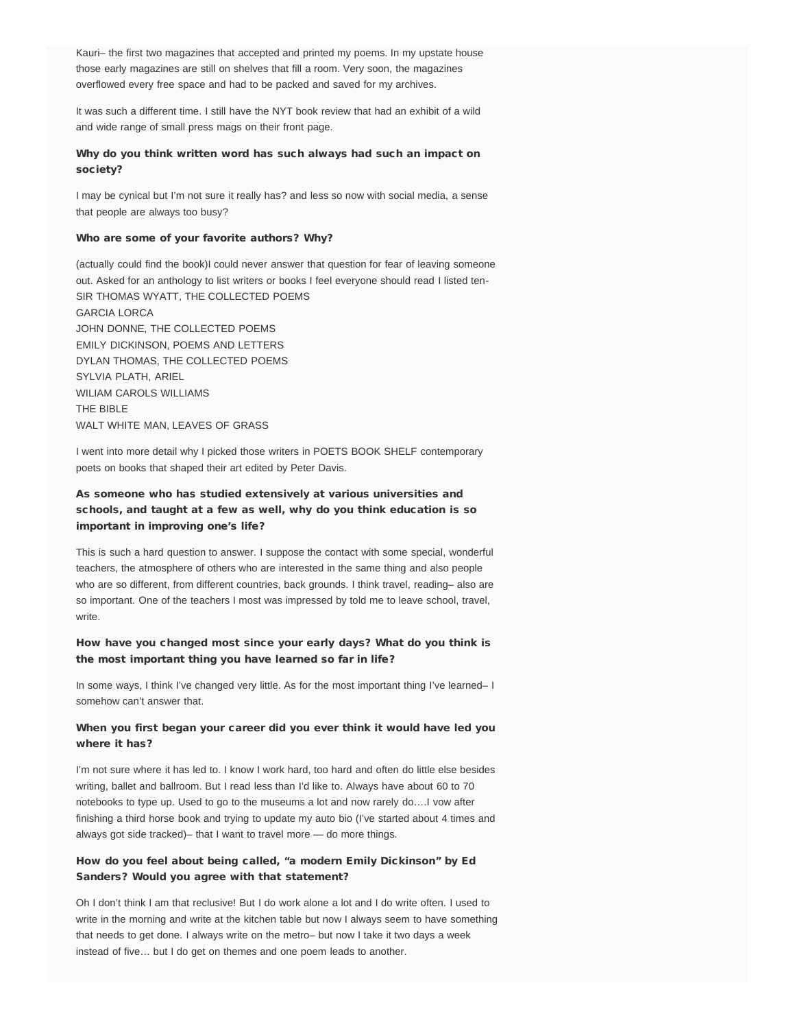Kauri– the first two magazines that accepted and printed my poems. In my upstate house those early magazines are still on shelves that fill a room. Very soon, the magazines overflowed every free space and had to be packed and saved for my archives.

It was such a different time. I still have the NYT book review that had an exhibit of a wild and wide range of small press mags on their front page.

### Why do you think written word has such always had such an impact on society?

I may be cynical but I'm not sure it really has? and less so now with social media, a sense that people are always too busy?

### Who are some of your favorite authors? Why?

(actually could find the book)I could never answer that question for fear of leaving someone out. Asked for an anthology to list writers or books I feel everyone should read I listed ten-
SIR THOMAS WYATT, THE COLLECTED POEMS
GARCIA LORCA
JOHN DONNE, THE COLLECTED POEMS
EMILY DICKINSON, POEMS AND LETTERS
DYLAN THOMAS, THE COLLECTED POEMS
SYLVIA PLATH, ARIEL
WILIAM CAROLS WILLIAMS
THE BIBLE
WALT WHITE MAN, LEAVES OF GRASS

I went into more detail why I picked those writers in POETS BOOK SHELF contemporary poets on books that shaped their art edited by Peter Davis.

### As someone who has studied extensively at various universities and schools, and taught at a few as well, why do you think education is so important in improving one's life?

This is such a hard question to answer. I suppose the contact with some special, wonderful teachers, the atmosphere of others who are interested in the same thing and also people who are so different, from different countries, back grounds. I think travel, reading– also are so important. One of the teachers I most was impressed by told me to leave school, travel, write.

### How have you changed most since your early days? What do you think is the most important thing you have learned so far in life?

In some ways, I think I've changed very little. As for the most important thing I've learned– I somehow can't answer that.

### When you first began your career did you ever think it would have led you where it has?

I'm not sure where it has led to. I know I work hard, too hard and often do little else besides writing, ballet and ballroom. But I read less than I'd like to. Always have about 60 to 70 notebooks to type up. Used to go to the museums a lot and now rarely do….I vow after finishing a third horse book and trying to update my auto bio (I've started about 4 times and always got side tracked)– that I want to travel more — do more things.

### How do you feel about being called, "a modern Emily Dickinson" by Ed Sanders? Would you agree with that statement?

Oh I don't think I am that reclusive! But I do work alone a lot and I do write often. I used to write in the morning and write at the kitchen table but now I always seem to have something that needs to get done. I always write on the metro– but now I take it two days a week instead of five… but I do get on themes and one poem leads to another.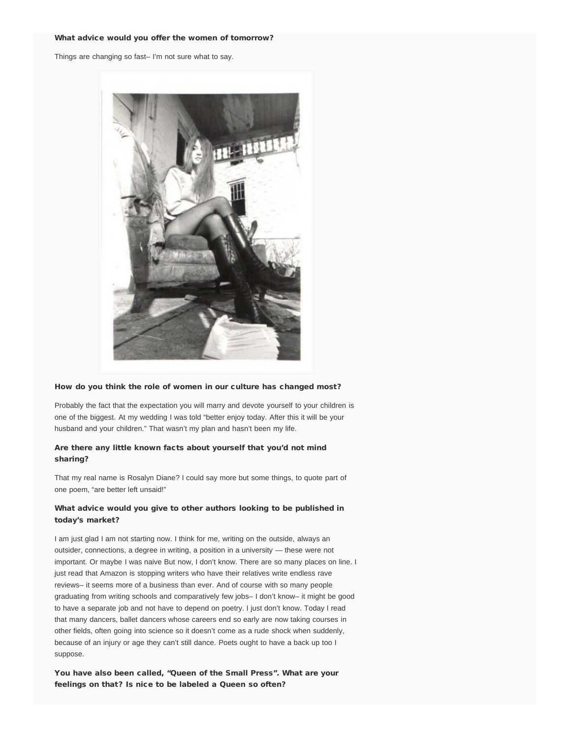**What advice would you offer the women of tomorrow?**

Things are changing so fast– I'm not sure what to say.

**How do you think the role of women in our culture has changed most?**

Probably the fact that the expectation you will marry and devote yourself to your children is one of the biggest. At my wedding I was told "better enjoy today. After this it will be your husband and your children." That wasn't my plan and hasn't been my life.

**Are there any little known facts about yourself that you'd not mind sharing?**

That my real name is Rosalyn Diane? I could say more but some things, to quote part of one poem, "are better left unsaid!"

**What advice would you give to other authors looking to be published in today's market?**

I am just glad I am not starting now. I think for me, writing on the outside, always an outsider, connections, a degree in writing, a position in a university — these were not important. Or maybe I was naive But now, I don't know. There are so many places on line. I just read that Amazon is stopping writers who have their relatives write endless rave reviews– it seems more of a business than ever. And of course with so many people graduating from writing schools and comparatively few jobs– I don't know– it might be good to have a separate job and not have to depend on poetry. I just don't know. Today I read that many dancers, ballet dancers whose careers end so early are now taking courses in other fields, often going into science so it doesn't come as a rude shock when suddenly, because of an injury or age they can't still dance. Poets ought to have a back up too I suppose.

**You have also been called, "Queen of the Small Press". What are your feelings on that? Is nice to be labeled a Queen so often?**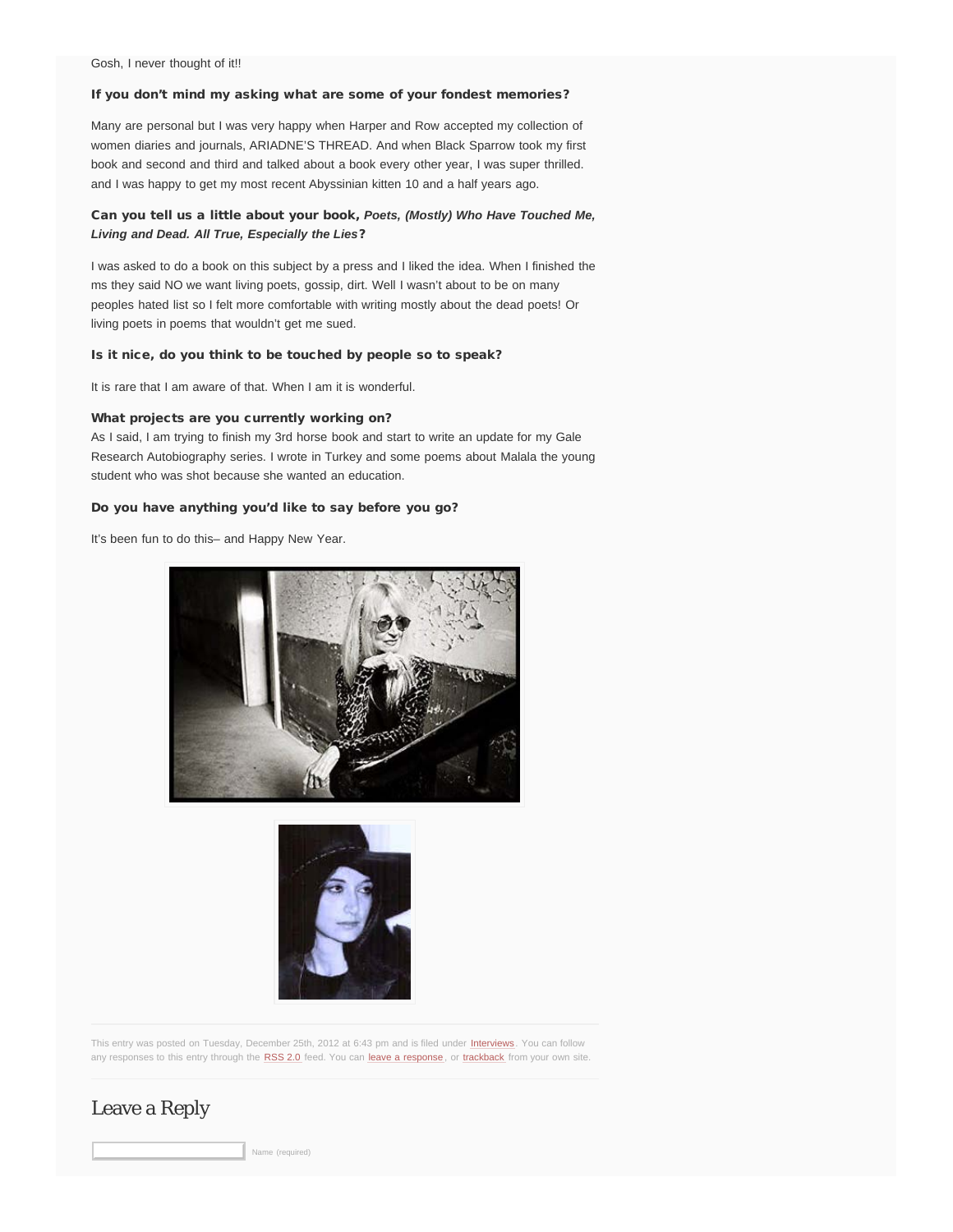Gosh, I never thought of it!!

**If you don't mind my asking what are some of your fondest memories?**

Many are personal but I was very happy when Harper and Row accepted my collection of women diaries and journals, ARIADNE'S THREAD. And when Black Sparrow took my first book and second and third and talked about a book every other year, I was super thrilled. and I was happy to get my most recent Abyssinian kitten 10 and a half years ago.

**Can you tell us a little about your book, *Poets, (Mostly) Who Have Touched Me, Living and Dead. All True, Especially the Lies*?**

I was asked to do a book on this subject by a press and I liked the idea. When I finished the ms they said NO we want living poets, gossip, dirt. Well I wasn't about to be on many peoples hated list so I felt more comfortable with writing mostly about the dead poets! Or living poets in poems that wouldn't get me sued.

**Is it nice, do you think to be touched by people so to speak?**

It is rare that I am aware of that. When I am it is wonderful.

**What projects are you currently working on?**

As I said, I am trying to finish my 3rd horse book and start to write an update for my Gale Research Autobiography series. I wrote in Turkey and some poems about Malala the young student who was shot because she wanted an education.

**Do you have anything you'd like to say before you go?**

It's been fun to do this– and Happy New Year.

This entry was posted on Tuesday, December 25th, 2012 at 6:43 pm and is filed under Interviews. You can follow any responses to this entry through the RSS 2.0 feed. You can leave a response, or trackback from your own site.

## Leave a Reply

Name (required)